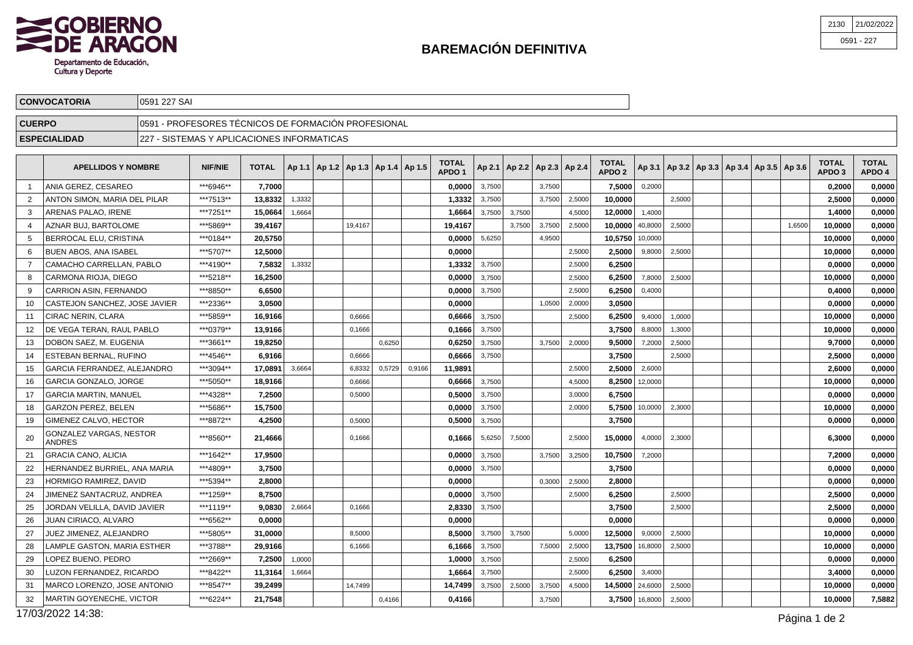| 2130 | 21/02/2022 |
|---|---|
| 0591 - 227 | |

**GOBIERNO DE ARAGON**
Departamento de Educación, Cultura y Deporte

# BAREMACIÓN DEFINITIVA

| | |
|---|---|
| **CONVOCATORIA** | 0591 227 SAI |
| **CUERPO** | 0591 - PROFESORES TÉCNICOS DE FORMACIÓN PROFESIONAL |
| **ESPECIALIDAD** | 227 - SISTEMAS Y APLICACIONES INFORMATICAS |

| | APELLIDOS Y NOMBRE | NIF/NIE | TOTAL | Ap 1.1 | Ap 1.2 | Ap 1.3 | Ap 1.4 | Ap 1.5 | TOTAL APDO 1 | Ap 2.1 | Ap 2.2 | Ap 2.3 | Ap 2.4 | TOTAL APDO 2 | Ap 3.1 | Ap 3.2 | Ap 3.3 | Ap 3.4 | Ap 3.5 | Ap 3.6 | TOTAL APDO 3 | TOTAL APDO 4 |
|---|---|---|---|---|---|---|---|---|---|---|---|---|---|---|---|---|---|---|---|---|---|---|
| 1 | ANIA GEREZ, CESAREO | ***6946** | **7,7000** | | | | | | **0,0000** | 3,7500 | | 3,7500 | | **7,5000** | 0,2000 | | | | | | **0,2000** | **0,0000** |
| 2 | ANTON SIMON, MARIA DEL PILAR | ***7513** | **13,8332** | 1,3332 | | | | | **1,3332** | 3,7500 | | 3,7500 | 2,5000 | **10,0000** | | 2,5000 | | | | | **2,5000** | **0,0000** |
| 3 | ARENAS PALAO, IRENE | ***7251** | **15,0664** | 1,6664 | | | | | **1,6664** | 3,7500 | 3,7500 | | 4,5000 | **12,0000** | 1,4000 | | | | | | **1,4000** | **0,0000** |
| 4 | AZNAR BUJ, BARTOLOME | ***5869** | **39,4167** | | | 19,4167 | | | **19,4167** | | 3,7500 | 3,7500 | 2,5000 | **10,0000** | 40,8000 | 2,5000 | | | | 1,6500 | **10,0000** | **0,0000** |
| 5 | BERROCAL ELU, CRISTINA | ***0184** | **20,5750** | | | | | | **0,0000** | 5,6250 | | 4,9500 | | **10,5750** | 10,0000 | | | | | | **10,0000** | **0,0000** |
| 6 | BUEN ABOS, ANA ISABEL | ***5707** | **12,5000** | | | | | | **0,0000** | | | | 2,5000 | **2,5000** | 9,8000 | 2,5000 | | | | | **10,0000** | **0,0000** |
| 7 | CAMACHO CARRELLAN, PABLO | ***4190** | **7,5832** | 1,3332 | | | | | **1,3332** | 3,7500 | | | 2,5000 | **6,2500** | | | | | | | **0,0000** | **0,0000** |
| 8 | CARMONA RIOJA, DIEGO | ***5218** | **16,2500** | | | | | | **0,0000** | 3,7500 | | | 2,5000 | **6,2500** | 7,8000 | 2,5000 | | | | | **10,0000** | **0,0000** |
| 9 | CARRION ASIN, FERNANDO | ***8850** | **6,6500** | | | | | | **0,0000** | 3,7500 | | | 2,5000 | **6,2500** | 0,4000 | | | | | | **0,4000** | **0,0000** |
| 10 | CASTEJON SANCHEZ, JOSE JAVIER | ***2336** | **3,0500** | | | | | | **0,0000** | | | 1,0500 | 2,0000 | **3,0500** | | | | | | | **0,0000** | **0,0000** |
| 11 | CIRAC NERIN, CLARA | ***5859** | **16,9166** | | | 0,6666 | | | **0,6666** | 3,7500 | | | 2,5000 | **6,2500** | 9,4000 | 1,0000 | | | | | **10,0000** | **0,0000** |
| 12 | DE VEGA TERAN, RAUL PABLO | ***0379** | **13,9166** | | | 0,1666 | | | **0,1666** | 3,7500 | | | | **3,7500** | 8,8000 | 1,3000 | | | | | **10,0000** | **0,0000** |
| 13 | DOBON SAEZ, M. EUGENIA | ***3661** | **19,8250** | | | | 0,6250 | | **0,6250** | 3,7500 | | 3,7500 | 2,0000 | **9,5000** | 7,2000 | 2,5000 | | | | | **9,7000** | **0,0000** |
| 14 | ESTEBAN BERNAL, RUFINO | ***4546** | **6,9166** | | | 0,6666 | | | **0,6666** | 3,7500 | | | | **3,7500** | | 2,5000 | | | | | **2,5000** | **0,0000** |
| 15 | GARCIA FERRANDEZ, ALEJANDRO | ***3094** | **17,0891** | 3,6664 | | 6,8332 | 0,5729 | 0,9166 | **11,9891** | | | | 2,5000 | **2,5000** | 2,6000 | | | | | | **2,6000** | **0,0000** |
| 16 | GARCIA GONZALO, JORGE | ***5050** | **18,9166** | | | 0,6666 | | | **0,6666** | 3,7500 | | | 4,5000 | **8,2500** | 12,0000 | | | | | | **10,0000** | **0,0000** |
| 17 | GARCIA MARTIN, MANUEL | ***4328** | **7,2500** | | | 0,5000 | | | **0,5000** | 3,7500 | | | 3,0000 | **6,7500** | | | | | | | **0,0000** | **0,0000** |
| 18 | GARZON PEREZ, BELEN | ***5686** | **15,7500** | | | | | | **0,0000** | 3,7500 | | | 2,0000 | **5,7500** | 10,0000 | 2,3000 | | | | | **10,0000** | **0,0000** |
| 19 | GIMENEZ CALVO, HECTOR | ***8872** | **4,2500** | | | 0,5000 | | | **0,5000** | 3,7500 | | | | **3,7500** | | | | | | | **0,0000** | **0,0000** |
| 20 | GONZALEZ VARGAS, NESTOR ANDRES | ***8560** | **21,4666** | | | 0,1666 | | | **0,1666** | 5,6250 | 7,5000 | | 2,5000 | **15,0000** | 4,0000 | 2,3000 | | | | | **6,3000** | **0,0000** |
| 21 | GRACIA CANO, ALICIA | ***1642** | **17,9500** | | | | | | **0,0000** | 3,7500 | | 3,7500 | 3,2500 | **10,7500** | 7,2000 | | | | | | **7,2000** | **0,0000** |
| 22 | HERNANDEZ BURRIEL, ANA MARIA | ***4809** | **3,7500** | | | | | | **0,0000** | 3,7500 | | | | **3,7500** | | | | | | | **0,0000** | **0,0000** |
| 23 | HORMIGO RAMIREZ, DAVID | ***5394** | **2,8000** | | | | | | **0,0000** | | | 0,3000 | 2,5000 | **2,8000** | | | | | | | **0,0000** | **0,0000** |
| 24 | JIMENEZ SANTACRUZ, ANDREA | ***1259** | **8,7500** | | | | | | **0,0000** | 3,7500 | | | 2,5000 | **6,2500** | | 2,5000 | | | | | **2,5000** | **0,0000** |
| 25 | JORDAN VELILLA, DAVID JAVIER | ***1119** | **9,0830** | 2,6664 | | 0,1666 | | | **2,8330** | 3,7500 | | | | **3,7500** | | 2,5000 | | | | | **2,5000** | **0,0000** |
| 26 | JUAN CIRIACO, ALVARO | ***6562** | **0,0000** | | | | | | **0,0000** | | | | | **0,0000** | | | | | | | **0,0000** | **0,0000** |
| 27 | JUEZ JIMENEZ, ALEJANDRO | ***5805** | **31,0000** | | | 8,5000 | | | **8,5000** | 3,7500 | 3,7500 | | 5,0000 | **12,5000** | 9,0000 | 2,5000 | | | | | **10,0000** | **0,0000** |
| 28 | LAMPLE GASTON, MARIA ESTHER | ***3788** | **29,9166** | | | 6,1666 | | | **6,1666** | 3,7500 | | 7,5000 | 2,5000 | **13,7500** | 16,8000 | 2,5000 | | | | | **10,0000** | **0,0000** |
| 29 | LOPEZ BUENO, PEDRO | ***2669** | **7,2500** | 1,0000 | | | | | **1,0000** | 3,7500 | | | 2,5000 | **6,2500** | | | | | | | **0,0000** | **0,0000** |
| 30 | LUZON FERNANDEZ, RICARDO | ***8422** | **11,3164** | 1,6664 | | | | | **1,6664** | 3,7500 | | | 2,5000 | **6,2500** | 3,4000 | | | | | | **3,4000** | **0,0000** |
| 31 | MARCO LORENZO, JOSE ANTONIO | ***8547** | **39,2499** | | | 14,7499 | | | **14,7499** | 3,7500 | 2,5000 | 3,7500 | 4,5000 | **14,5000** | 24,6000 | 2,5000 | | | | | **10,0000** | **0,0000** |
| 32 | MARTIN GOYENECHE, VICTOR | ***6224** | **21,7548** | | | | 0,4166 | | **0,4166** | | | 3,7500 | | **3,7500** | 16,8000 | 2,5000 | | | | | **10,0000** | **7,5882** |

17/03/2022 14:38: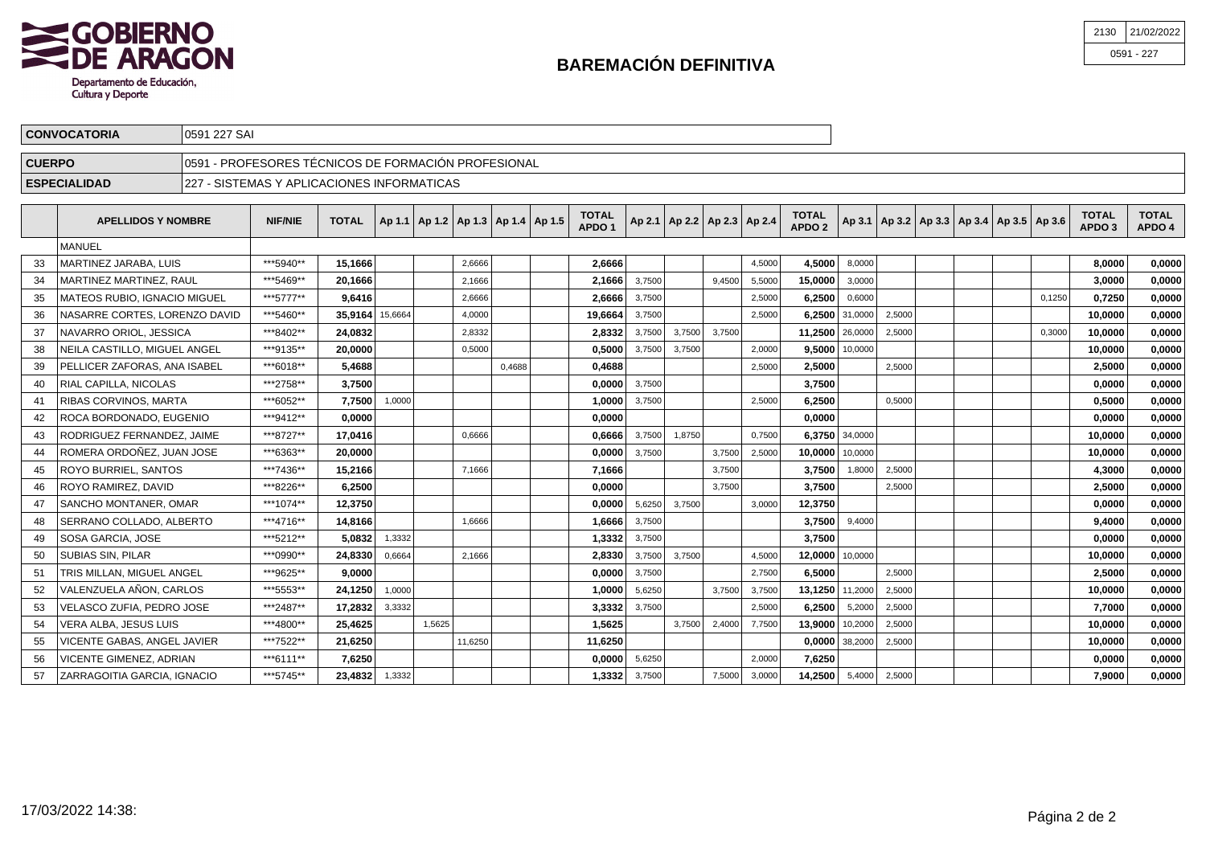# BAREMACIÓN DEFINITIVA

| 2130 | 21/02/2022 |
|---|---|
| 0591 - 227 | |

| | |
|---|---|
| **CONVOCATORIA** | 0591 227 SAI |
| **CUERPO** | 0591 - PROFESORES TÉCNICOS DE FORMACIÓN PROFESIONAL |
| **ESPECIALIDAD** | 227 - SISTEMAS Y APLICACIONES INFORMATICAS |

| | APELLIDOS Y NOMBRE | NIF/NIE | TOTAL | Ap 1.1 | Ap 1.2 | Ap 1.3 | Ap 1.4 | Ap 1.5 | TOTAL APDO 1 | Ap 2.1 | Ap 2.2 | Ap 2.3 | Ap 2.4 | TOTAL APDO 2 | Ap 3.1 | Ap 3.2 | Ap 3.3 | Ap 3.4 | Ap 3.5 | Ap 3.6 | TOTAL APDO 3 | TOTAL APDO 4 |
|---|---|---|---|---|---|---|---|---|---|---|---|---|---|---|---|---|---|---|---|---|---|---|
| | MANUEL | | | | | | | | | | | | | | | | | | | | | |
| 33 | MARTINEZ JARABA, LUIS | ***5940** | **15,1666** | | | 2,6666 | | | **2,6666** | | | | 4,5000 | **4,5000** | 8,0000 | | | | | | **8,0000** | **0,0000** |
| 34 | MARTINEZ MARTINEZ, RAUL | ***5469** | **20,1666** | | | 2,1666 | | | **2,1666** | 3,7500 | | 9,4500 | 5,5000 | **15,0000** | 3,0000 | | | | | | **3,0000** | **0,0000** |
| 35 | MATEOS RUBIO, IGNACIO MIGUEL | ***5777** | **9,6416** | | | 2,6666 | | | **2,6666** | 3,7500 | | | 2,5000 | **6,2500** | 0,6000 | | | | | 0,1250 | **0,7250** | **0,0000** |
| 36 | NASARRE CORTES, LORENZO DAVID | ***5460** | **35,9164** | 15,6664 | | 4,0000 | | | **19,6664** | 3,7500 | | | 2,5000 | **6,2500** | 31,0000 | 2,5000 | | | | | **10,0000** | **0,0000** |
| 37 | NAVARRO ORIOL, JESSICA | ***8402** | **24,0832** | | | 2,8332 | | | **2,8332** | 3,7500 | 3,7500 | 3,7500 | | **11,2500** | 26,0000 | 2,5000 | | | | 0,3000 | **10,0000** | **0,0000** |
| 38 | NEILA CASTILLO, MIGUEL ANGEL | ***9135** | **20,0000** | | | 0,5000 | | | **0,5000** | 3,7500 | 3,7500 | | 2,0000 | **9,5000** | 10,0000 | | | | | | **10,0000** | **0,0000** |
| 39 | PELLICER ZAFORAS, ANA ISABEL | ***6018** | **5,4688** | | | | 0,4688 | | **0,4688** | | | | 2,5000 | **2,5000** | | 2,5000 | | | | | **2,5000** | **0,0000** |
| 40 | RIAL CAPILLA, NICOLAS | ***2758** | **3,7500** | | | | | | **0,0000** | 3,7500 | | | | **3,7500** | | | | | | | **0,0000** | **0,0000** |
| 41 | RIBAS CORVINOS, MARTA | ***6052** | **7,7500** | 1,0000 | | | | | **1,0000** | 3,7500 | | | 2,5000 | **6,2500** | | 0,5000 | | | | | **0,5000** | **0,0000** |
| 42 | ROCA BORDONADO, EUGENIO | ***9412** | **0,0000** | | | | | | **0,0000** | | | | | **0,0000** | | | | | | | **0,0000** | **0,0000** |
| 43 | RODRIGUEZ FERNANDEZ, JAIME | ***8727** | **17,0416** | | | 0,6666 | | | **0,6666** | 3,7500 | 1,8750 | | 0,7500 | **6,3750** | 34,0000 | | | | | | **10,0000** | **0,0000** |
| 44 | ROMERA ORDOÑEZ, JUAN JOSE | ***6363** | **20,0000** | | | | | | **0,0000** | 3,7500 | | 3,7500 | 2,5000 | **10,0000** | 10,0000 | | | | | | **10,0000** | **0,0000** |
| 45 | ROYO BURRIEL, SANTOS | ***7436** | **15,2166** | | | 7,1666 | | | **7,1666** | | | 3,7500 | | **3,7500** | 1,8000 | 2,5000 | | | | | **4,3000** | **0,0000** |
| 46 | ROYO RAMIREZ, DAVID | ***8226** | **6,2500** | | | | | | **0,0000** | | | 3,7500 | | **3,7500** | | 2,5000 | | | | | **2,5000** | **0,0000** |
| 47 | SANCHO MONTANER, OMAR | ***1074** | **12,3750** | | | | | | **0,0000** | 5,6250 | 3,7500 | | 3,0000 | **12,3750** | | | | | | | **0,0000** | **0,0000** |
| 48 | SERRANO COLLADO, ALBERTO | ***4716** | **14,8166** | | | 1,6666 | | | **1,6666** | 3,7500 | | | | **3,7500** | 9,4000 | | | | | | **9,4000** | **0,0000** |
| 49 | SOSA GARCIA, JOSE | ***5212** | **5,0832** | 1,3332 | | | | | **1,3332** | 3,7500 | | | | **3,7500** | | | | | | | **0,0000** | **0,0000** |
| 50 | SUBIAS SIN, PILAR | ***0990** | **24,8330** | 0,6664 | | 2,1666 | | | **2,8330** | 3,7500 | 3,7500 | | 4,5000 | **12,0000** | 10,0000 | | | | | | **10,0000** | **0,0000** |
| 51 | TRIS MILLAN, MIGUEL ANGEL | ***9625** | **9,0000** | | | | | | **0,0000** | 3,7500 | | | 2,7500 | **6,5000** | | 2,5000 | | | | | **2,5000** | **0,0000** |
| 52 | VALENZUELA AÑON, CARLOS | ***5553** | **24,1250** | 1,0000 | | | | | **1,0000** | 5,6250 | | 3,7500 | 3,7500 | **13,1250** | 11,2000 | 2,5000 | | | | | **10,0000** | **0,0000** |
| 53 | VELASCO ZUFIA, PEDRO JOSE | ***2487** | **17,2832** | 3,3332 | | | | | **3,3332** | 3,7500 | | | 2,5000 | **6,2500** | 5,2000 | 2,5000 | | | | | **7,7000** | **0,0000** |
| 54 | VERA ALBA, JESUS LUIS | ***4800** | **25,4625** | | 1,5625 | | | | **1,5625** | | 3,7500 | 2,4000 | 7,7500 | **13,9000** | 10,2000 | 2,5000 | | | | | **10,0000** | **0,0000** |
| 55 | VICENTE GABAS, ANGEL JAVIER | ***7522** | **21,6250** | | | 11,6250 | | | **11,6250** | | | | | **0,0000** | 38,2000 | 2,5000 | | | | | **10,0000** | **0,0000** |
| 56 | VICENTE GIMENEZ, ADRIAN | ***6111** | **7,6250** | | | | | | **0,0000** | 5,6250 | | | 2,0000 | **7,6250** | | | | | | | **0,0000** | **0,0000** |
| 57 | ZARRAGOITIA GARCIA, IGNACIO | ***5745** | **23,4832** | 1,3332 | | | | | **1,3332** | 3,7500 | | 7,5000 | 3,0000 | **14,2500** | 5,4000 | 2,5000 | | | | | **7,9000** | **0,0000** |

17/03/2022 14:38: